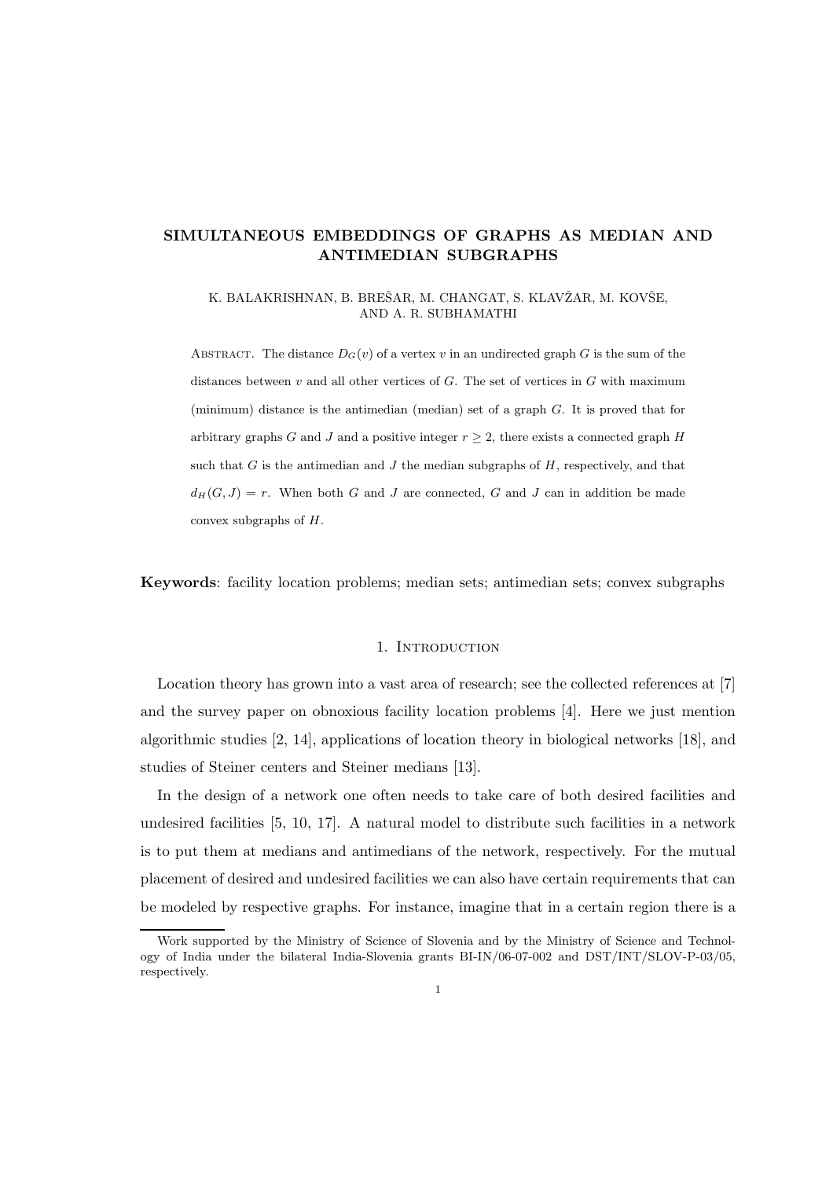# SIMULTANEOUS EMBEDDINGS OF GRAPHS AS MEDIAN AND ANTIMEDIAN SUBGRAPHS

K. BALAKRISHNAN, B. BREŠAR, M. CHANGAT, S. KLAVŽAR, M. KOVŠE, AND A. R. SUBHAMATHI

Abstract. The distance $D_G(v)$ of a vertex $v$ in an undirected graph $G$ is the sum of the distances between $v$ and all other vertices of $G$. The set of vertices in $G$ with maximum (minimum) distance is the antimedian (median) set of a graph $G$. It is proved that for arbitrary graphs $G$ and $J$ and a positive integer $r \geq 2$, there exists a connected graph $H$ such that $G$ is the antimedian and $J$ the median subgraphs of $H$, respectively, and that $d_H(G, J) = r$. When both $G$ and $J$ are connected, $G$ and $J$ can in addition be made convex subgraphs of $H$.

**Keywords**: facility location problems; median sets; antimedian sets; convex subgraphs

## 1. Introduction

Location theory has grown into a vast area of research; see the collected references at [7] and the survey paper on obnoxious facility location problems [4]. Here we just mention algorithmic studies [2, 14], applications of location theory in biological networks [18], and studies of Steiner centers and Steiner medians [13].

In the design of a network one often needs to take care of both desired facilities and undesired facilities [5, 10, 17]. A natural model to distribute such facilities in a network is to put them at medians and antimedians of the network, respectively. For the mutual placement of desired and undesired facilities we can also have certain requirements that can be modeled by respective graphs. For instance, imagine that in a certain region there is a

Work supported by the Ministry of Science of Slovenia and by the Ministry of Science and Technology of India under the bilateral India-Slovenia grants BI-IN/06-07-002 and DST/INT/SLOV-P-03/05, respectively.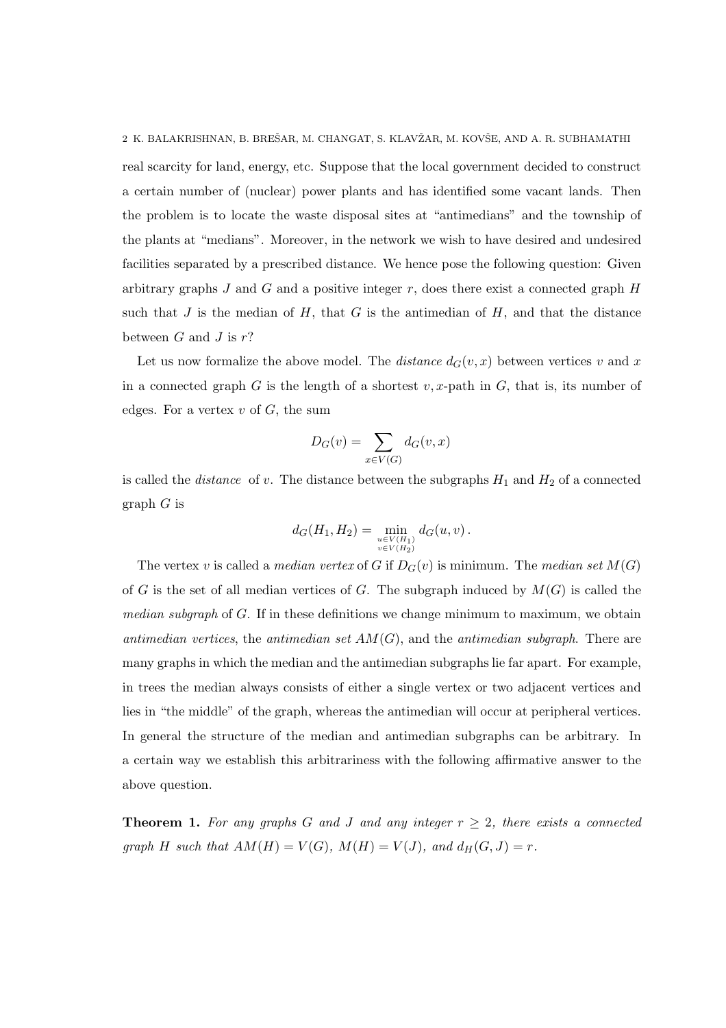real scarcity for land, energy, etc. Suppose that the local government decided to construct a certain number of (nuclear) power plants and has identified some vacant lands. Then the problem is to locate the waste disposal sites at "antimedians" and the township of the plants at "medians". Moreover, in the network we wish to have desired and undesired facilities separated by a prescribed distance. We hence pose the following question: Given arbitrary graphs $J$ and $G$ and a positive integer $r$, does there exist a connected graph $H$ such that $J$ is the median of $H$, that $G$ is the antimedian of $H$, and that the distance between $G$ and $J$ is $r$?

Let us now formalize the above model. The *distance* $d_G(v, x)$ between vertices $v$ and $x$ in a connected graph $G$ is the length of a shortest $v, x$-path in $G$, that is, its number of edges. For a vertex $v$ of $G$, the sum

$$D_G(v) = \sum_{x \in V(G)} d_G(v, x)$$

is called the *distance* of $v$. The distance between the subgraphs $H_1$ and $H_2$ of a connected graph $G$ is

$$d_G(H_1, H_2) = \min_{\substack{u \in V(H_1) \\ v \in V(H_2)}} d_G(u, v)\,.$$

The vertex $v$ is called a *median vertex* of $G$ if $D_G(v)$ is minimum. The *median set* $M(G)$ of $G$ is the set of all median vertices of $G$. The subgraph induced by $M(G)$ is called the *median subgraph* of $G$. If in these definitions we change minimum to maximum, we obtain *antimedian vertices*, the *antimedian set* $AM(G)$, and the *antimedian subgraph*. There are many graphs in which the median and the antimedian subgraphs lie far apart. For example, in trees the median always consists of either a single vertex or two adjacent vertices and lies in "the middle" of the graph, whereas the antimedian will occur at peripheral vertices. In general the structure of the median and antimedian subgraphs can be arbitrary. In a certain way we establish this arbitrariness with the following affirmative answer to the above question.

**Theorem 1.** *For any graphs $G$ and $J$ and any integer $r \geq 2$, there exists a connected graph $H$ such that $AM(H) = V(G)$, $M(H) = V(J)$, and $d_H(G, J) = r$.*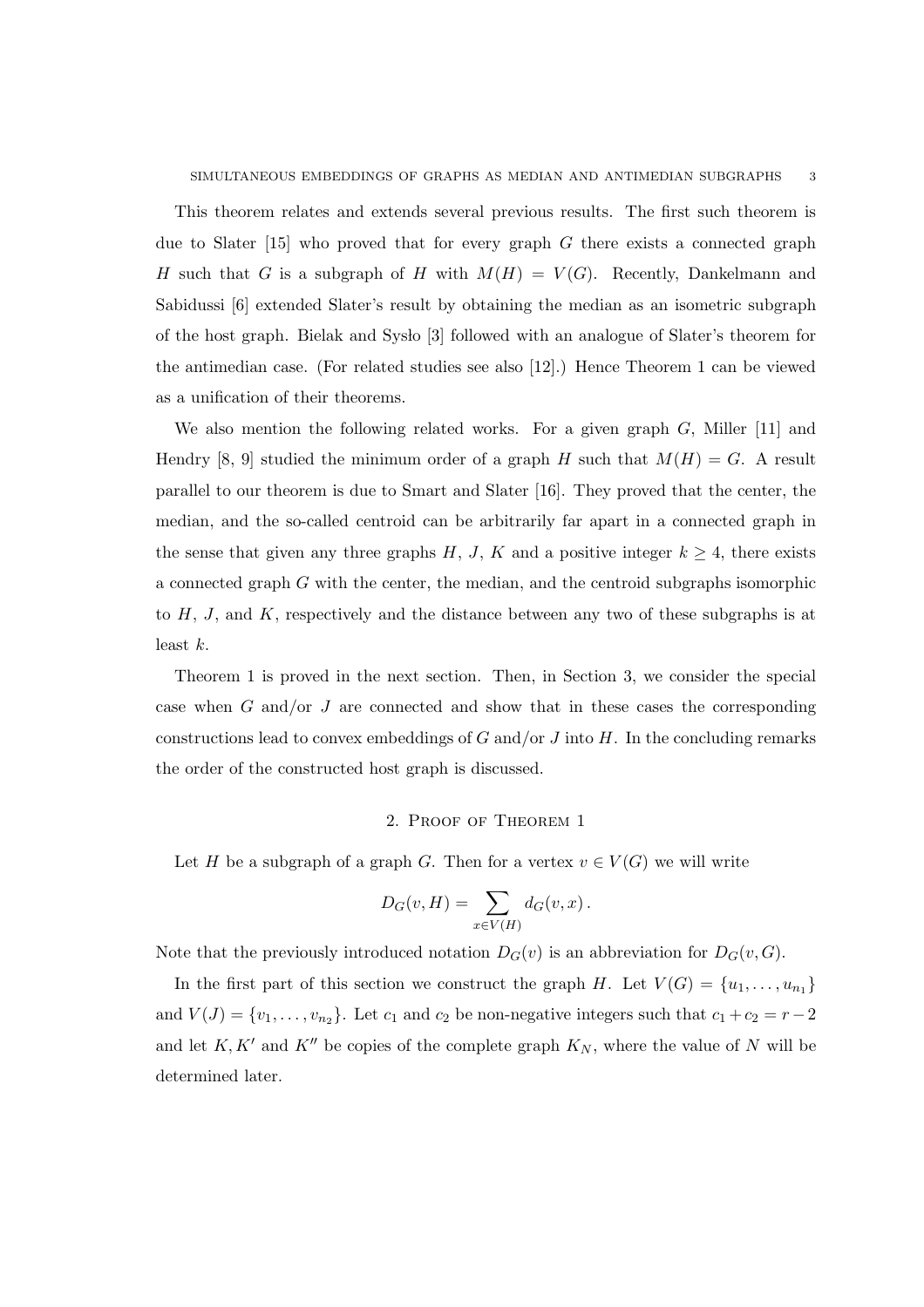This theorem relates and extends several previous results. The first such theorem is due to Slater [15] who proved that for every graph $G$ there exists a connected graph $H$ such that $G$ is a subgraph of $H$ with $M(H) = V(G)$. Recently, Dankelmann and Sabidussi [6] extended Slater's result by obtaining the median as an isometric subgraph of the host graph. Bielak and Sysło [3] followed with an analogue of Slater's theorem for the antimedian case. (For related studies see also [12].) Hence Theorem 1 can be viewed as a unification of their theorems.

We also mention the following related works. For a given graph $G$, Miller [11] and Hendry [8, 9] studied the minimum order of a graph $H$ such that $M(H) = G$. A result parallel to our theorem is due to Smart and Slater [16]. They proved that the center, the median, and the so-called centroid can be arbitrarily far apart in a connected graph in the sense that given any three graphs $H$, $J$, $K$ and a positive integer $k \geq 4$, there exists a connected graph $G$ with the center, the median, and the centroid subgraphs isomorphic to $H$, $J$, and $K$, respectively and the distance between any two of these subgraphs is at least $k$.

Theorem 1 is proved in the next section. Then, in Section 3, we consider the special case when $G$ and/or $J$ are connected and show that in these cases the corresponding constructions lead to convex embeddings of $G$ and/or $J$ into $H$. In the concluding remarks the order of the constructed host graph is discussed.

## 2. Proof of Theorem 1

Let $H$ be a subgraph of a graph $G$. Then for a vertex $v \in V(G)$ we will write

$$D_G(v, H) = \sum_{x \in V(H)} d_G(v, x) .$$

Note that the previously introduced notation $D_G(v)$ is an abbreviation for $D_G(v, G)$.

In the first part of this section we construct the graph $H$. Let $V(G) = \{u_1, \ldots, u_{n_1}\}$ and $V(J) = \{v_1, \ldots, v_{n_2}\}$. Let $c_1$ and $c_2$ be non-negative integers such that $c_1 + c_2 = r - 2$ and let $K, K'$ and $K''$ be copies of the complete graph $K_N$, where the value of $N$ will be determined later.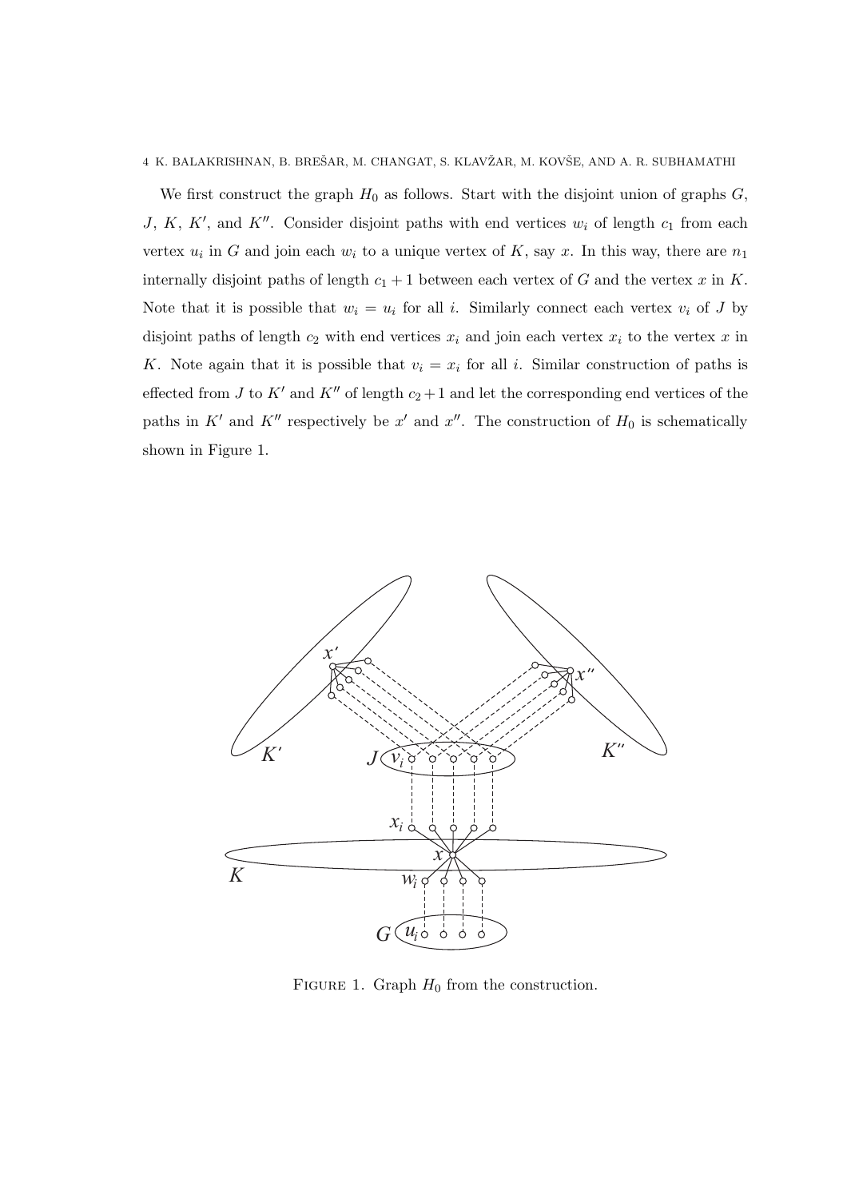We first construct the graph $H_0$ as follows. Start with the disjoint union of graphs $G$, $J$, $K$, $K'$, and $K''$. Consider disjoint paths with end vertices $w_i$ of length $c_1$ from each vertex $u_i$ in $G$ and join each $w_i$ to a unique vertex of $K$, say $x$. In this way, there are $n_1$ internally disjoint paths of length $c_1 + 1$ between each vertex of $G$ and the vertex $x$ in $K$. Note that it is possible that $w_i = u_i$ for all $i$. Similarly connect each vertex $v_i$ of $J$ by disjoint paths of length $c_2$ with end vertices $x_i$ and join each vertex $x_i$ to the vertex $x$ in $K$. Note again that it is possible that $v_i = x_i$ for all $i$. Similar construction of paths is effected from $J$ to $K'$ and $K''$ of length $c_2 + 1$ and let the corresponding end vertices of the paths in $K'$ and $K''$ respectively be $x'$ and $x''$. The construction of $H_0$ is schematically shown in Figure 1.

Figure 1. Graph $H_0$ from the construction.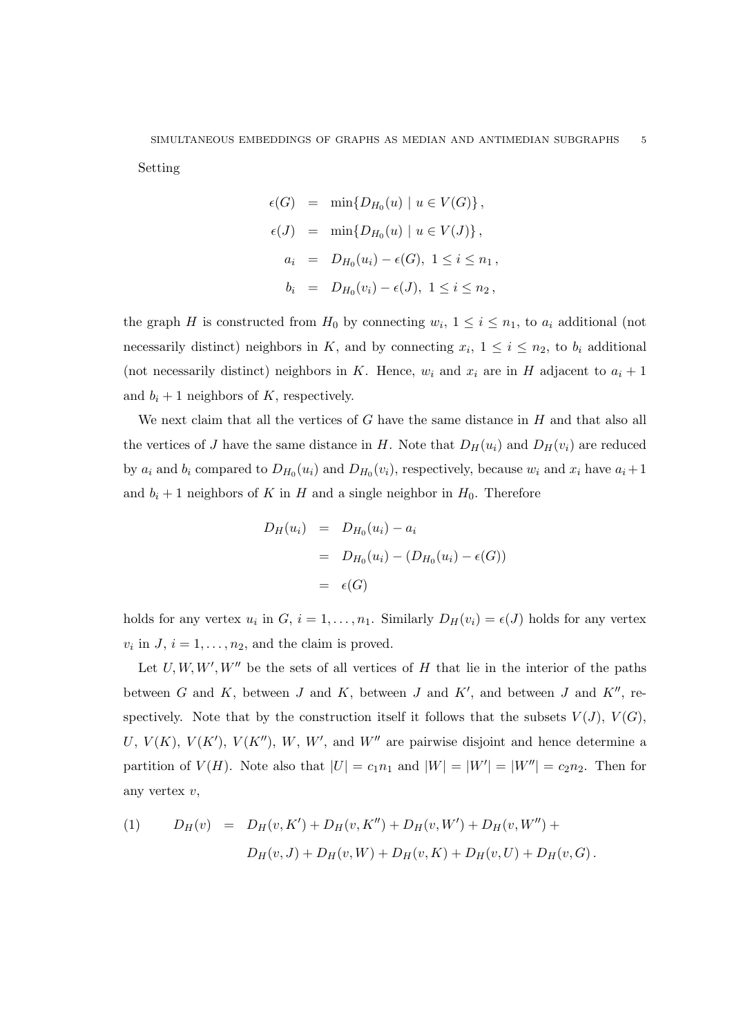Setting

$$
\begin{aligned}
\epsilon(G) &= \min\{D_{H_0}(u) \mid u \in V(G)\}\,, \\
\epsilon(J) &= \min\{D_{H_0}(u) \mid u \in V(J)\}\,, \\
a_i &= D_{H_0}(u_i) - \epsilon(G),\ 1 \le i \le n_1\,, \\
b_i &= D_{H_0}(v_i) - \epsilon(J),\ 1 \le i \le n_2\,,
\end{aligned}
$$

the graph $H$ is constructed from $H_0$ by connecting $w_i$, $1 \le i \le n_1$, to $a_i$ additional (not necessarily distinct) neighbors in $K$, and by connecting $x_i$, $1 \le i \le n_2$, to $b_i$ additional (not necessarily distinct) neighbors in $K$. Hence, $w_i$ and $x_i$ are in $H$ adjacent to $a_i + 1$ and $b_i + 1$ neighbors of $K$, respectively.

We next claim that all the vertices of $G$ have the same distance in $H$ and that also all the vertices of $J$ have the same distance in $H$. Note that $D_H(u_i)$ and $D_H(v_i)$ are reduced by $a_i$ and $b_i$ compared to $D_{H_0}(u_i)$ and $D_{H_0}(v_i)$, respectively, because $w_i$ and $x_i$ have $a_i+1$ and $b_i + 1$ neighbors of $K$ in $H$ and a single neighbor in $H_0$. Therefore

$$
\begin{aligned}
D_H(u_i) &= D_{H_0}(u_i) - a_i \\
&= D_{H_0}(u_i) - (D_{H_0}(u_i) - \epsilon(G)) \\
&= \epsilon(G)
\end{aligned}
$$

holds for any vertex $u_i$ in $G$, $i = 1, \ldots, n_1$. Similarly $D_H(v_i) = \epsilon(J)$ holds for any vertex $v_i$ in $J$, $i = 1, \ldots, n_2$, and the claim is proved.

Let $U, W, W', W''$ be the sets of all vertices of $H$ that lie in the interior of the paths between $G$ and $K$, between $J$ and $K$, between $J$ and $K'$, and between $J$ and $K''$, respectively. Note that by the construction itself it follows that the subsets $V(J)$, $V(G)$, $U$, $V(K)$, $V(K')$, $V(K'')$, $W$, $W'$, and $W''$ are pairwise disjoint and hence determine a partition of $V(H)$. Note also that $|U| = c_1 n_1$ and $|W| = |W'| = |W''| = c_2 n_2$. Then for any vertex $v$,

$$
\begin{aligned}
(1) \qquad D_H(v) &= D_H(v, K') + D_H(v, K'') + D_H(v, W') + D_H(v, W'') + \\
&\quad\ D_H(v, J) + D_H(v, W) + D_H(v, K) + D_H(v, U) + D_H(v, G)\,.
\end{aligned}
$$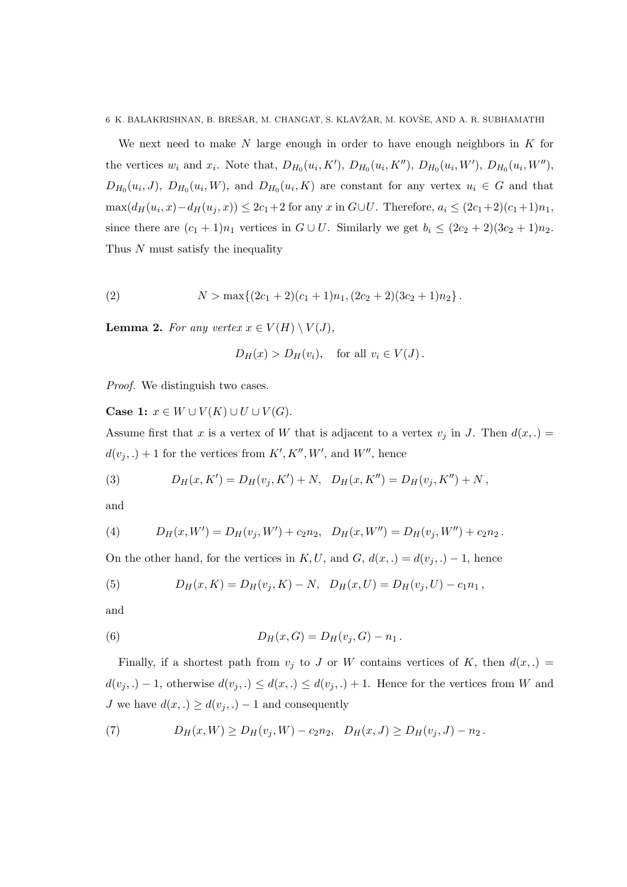We next need to make $N$ large enough in order to have enough neighbors in $K$ for the vertices $w_i$ and $x_i$. Note that, $D_{H_0}(u_i, K')$, $D_{H_0}(u_i, K'')$, $D_{H_0}(u_i, W')$, $D_{H_0}(u_i, W'')$, $D_{H_0}(u_i, J)$, $D_{H_0}(u_i, W)$, and $D_{H_0}(u_i, K)$ are constant for any vertex $u_i \in G$ and that $\max(d_H(u_i, x) - d_H(u_j, x)) \leq 2c_1 + 2$ for any $x$ in $G \cup U$. Therefore, $a_i \leq (2c_1+2)(c_1+1)n_1$, since there are $(c_1+1)n_1$ vertices in $G \cup U$. Similarly we get $b_i \leq (2c_2+2)(3c_2+1)n_2$. Thus $N$ must satisfy the inequality

$$N > \max\{(2c_1+2)(c_1+1)n_1, (2c_2+2)(3c_2+1)n_2\}\,. \tag{2}$$

**Lemma 2.** *For any vertex $x \in V(H) \setminus V(J)$,*

$$D_H(x) > D_H(v_i), \quad \text{for all } v_i \in V(J)\,.$$

*Proof.* We distinguish two cases.

**Case 1:** $x \in W \cup V(K) \cup U \cup V(G)$.
Assume first that $x$ is a vertex of $W$ that is adjacent to a vertex $v_j$ in $J$. Then $d(x,.) = d(v_j,.) + 1$ for the vertices from $K', K'', W'$, and $W''$, hence

$$D_H(x, K') = D_H(v_j, K') + N, \quad D_H(x, K'') = D_H(v_j, K'') + N\,, \tag{3}$$

and

$$D_H(x, W') = D_H(v_j, W') + c_2 n_2, \quad D_H(x, W'') = D_H(v_j, W'') + c_2 n_2\,. \tag{4}$$

On the other hand, for the vertices in $K, U$, and $G$, $d(x,.) = d(v_j,.) - 1$, hence

$$D_H(x, K) = D_H(v_j, K) - N, \quad D_H(x, U) = D_H(v_j, U) - c_1 n_1\,, \tag{5}$$

and

$$D_H(x, G) = D_H(v_j, G) - n_1\,. \tag{6}$$

Finally, if a shortest path from $v_j$ to $J$ or $W$ contains vertices of $K$, then $d(x,.) = d(v_j,.) - 1$, otherwise $d(v_j,.) \leq d(x,.) \leq d(v_j,.) + 1$. Hence for the vertices from $W$ and $J$ we have $d(x,.) \geq d(v_j,.) - 1$ and consequently

$$D_H(x, W) \geq D_H(v_j, W) - c_2 n_2, \quad D_H(x, J) \geq D_H(v_j, J) - n_2\,. \tag{7}$$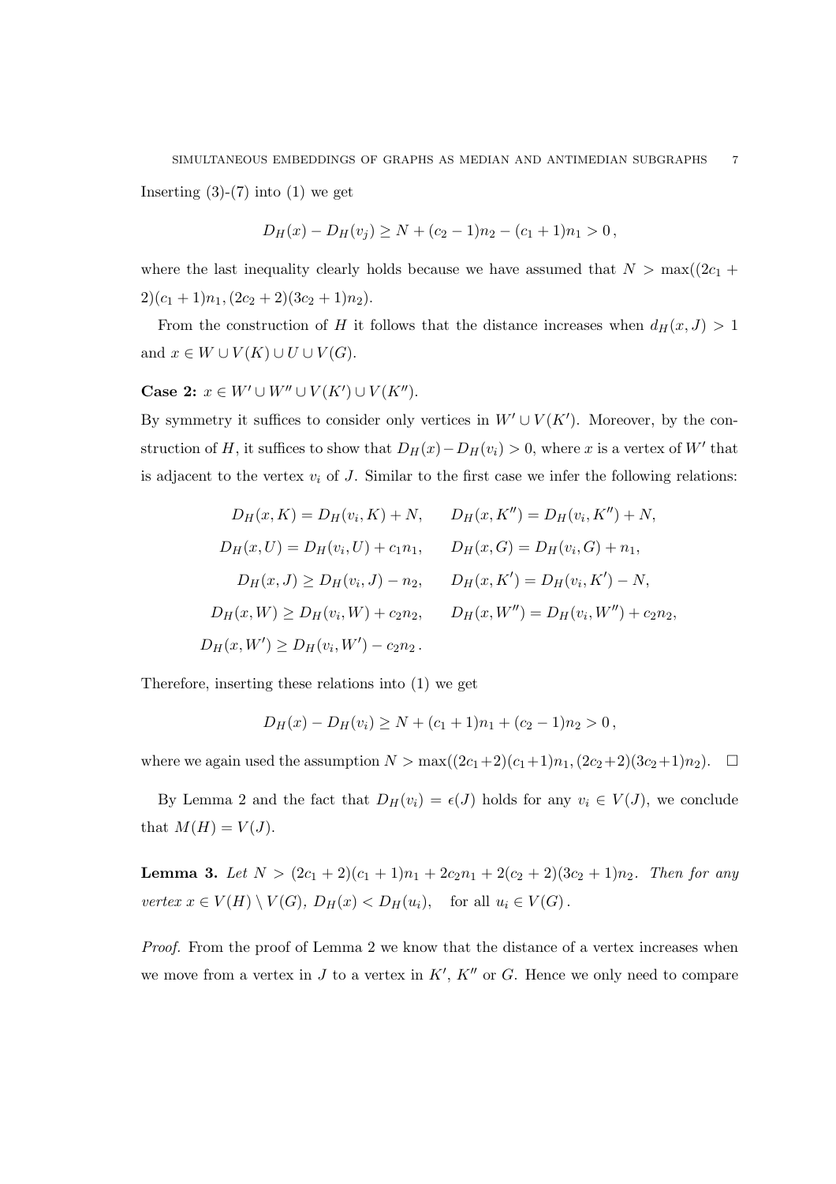Inserting (3)-(7) into (1) we get

$$D_H(x) - D_H(v_j) \geq N + (c_2 - 1)n_2 - (c_1 + 1)n_1 > 0\,,$$

where the last inequality clearly holds because we have assumed that $N > \max((2c_1 + 2)(c_1+1)n_1, (2c_2+2)(3c_2+1)n_2)$.

From the construction of $H$ it follows that the distance increases when $d_H(x, J) > 1$ and $x \in W \cup V(K) \cup U \cup V(G)$.

**Case 2:** $x \in W' \cup W'' \cup V(K') \cup V(K'')$.

By symmetry it suffices to consider only vertices in $W' \cup V(K')$. Moreover, by the construction of $H$, it suffices to show that $D_H(x) - D_H(v_i) > 0$, where $x$ is a vertex of $W'$ that is adjacent to the vertex $v_i$ of $J$. Similar to the first case we infer the following relations:

$$\begin{aligned}
D_H(x, K) &= D_H(v_i, K) + N, & D_H(x, K'') &= D_H(v_i, K'') + N,\\
D_H(x, U) &= D_H(v_i, U) + c_1 n_1, & D_H(x, G) &= D_H(v_i, G) + n_1,\\
D_H(x, J) &\geq D_H(v_i, J) - n_2, & D_H(x, K') &= D_H(v_i, K') - N,\\
D_H(x, W) &\geq D_H(v_i, W) + c_2 n_2, & D_H(x, W'') &= D_H(v_i, W'') + c_2 n_2,\\
D_H(x, W') &\geq D_H(v_i, W') - c_2 n_2\,. & &
\end{aligned}$$

Therefore, inserting these relations into (1) we get

$$D_H(x) - D_H(v_i) \geq N + (c_1 + 1)n_1 + (c_2 - 1)n_2 > 0\,,$$

where we again used the assumption $N > \max((2c_1+2)(c_1+1)n_1, (2c_2+2)(3c_2+1)n_2)$. $\square$

By Lemma 2 and the fact that $D_H(v_i) = \epsilon(J)$ holds for any $v_i \in V(J)$, we conclude that $M(H) = V(J)$.

**Lemma 3.** *Let $N > (2c_1 + 2)(c_1 + 1)n_1 + 2c_2 n_1 + 2(c_2 + 2)(3c_2 + 1)n_2$. Then for any vertex $x \in V(H) \setminus V(G)$, $D_H(x) < D_H(u_i)$, for all $u_i \in V(G)$.*

*Proof.* From the proof of Lemma 2 we know that the distance of a vertex increases when we move from a vertex in $J$ to a vertex in $K'$, $K''$ or $G$. Hence we only need to compare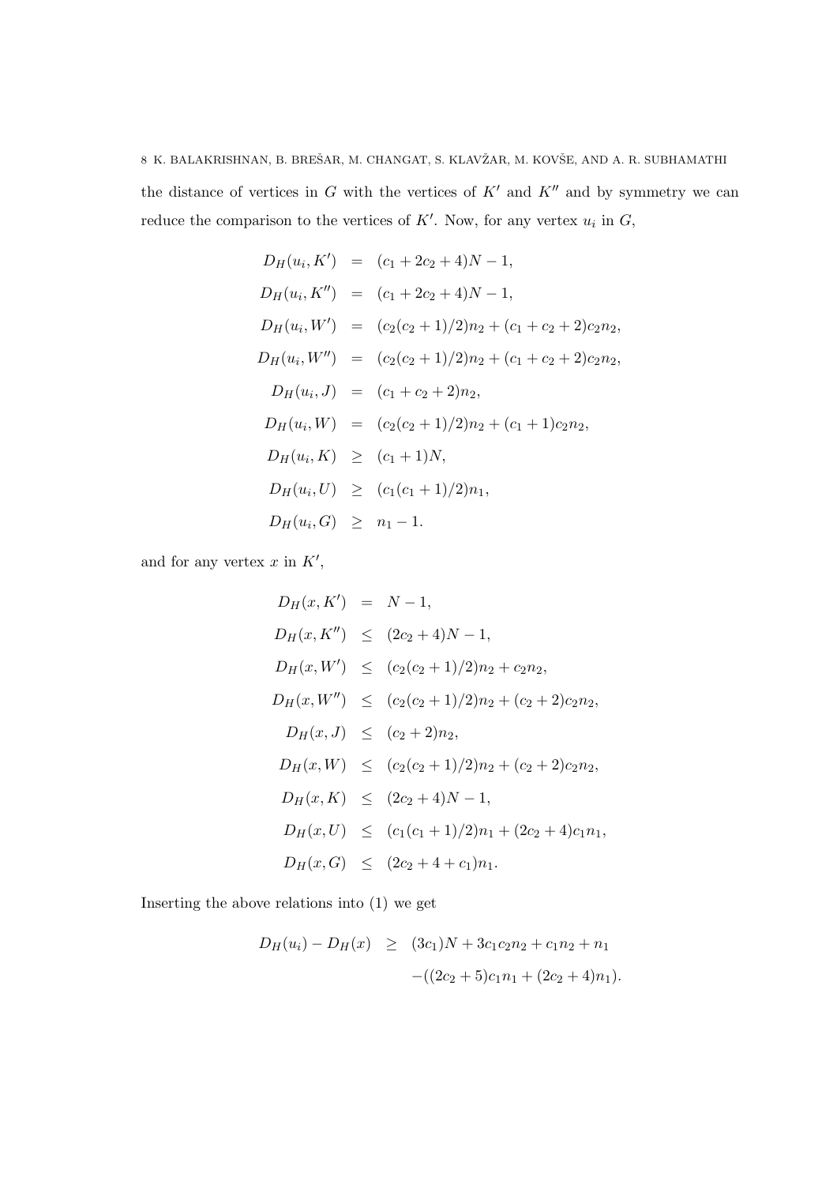the distance of vertices in $G$ with the vertices of $K'$ and $K''$ and by symmetry we can reduce the comparison to the vertices of $K'$. Now, for any vertex $u_i$ in $G$,

$$
\begin{aligned}
D_H(u_i, K') &= (c_1 + 2c_2 + 4)N - 1, \\
D_H(u_i, K'') &= (c_1 + 2c_2 + 4)N - 1, \\
D_H(u_i, W') &= (c_2(c_2+1)/2)n_2 + (c_1 + c_2 + 2)c_2 n_2, \\
D_H(u_i, W'') &= (c_2(c_2+1)/2)n_2 + (c_1 + c_2 + 2)c_2 n_2, \\
D_H(u_i, J) &= (c_1 + c_2 + 2)n_2, \\
D_H(u_i, W) &= (c_2(c_2+1)/2)n_2 + (c_1 + 1)c_2 n_2, \\
D_H(u_i, K) &\geq (c_1 + 1)N, \\
D_H(u_i, U) &\geq (c_1(c_1+1)/2)n_1, \\
D_H(u_i, G) &\geq n_1 - 1.
\end{aligned}
$$

and for any vertex $x$ in $K'$,

$$
\begin{aligned}
D_H(x, K') &= N - 1, \\
D_H(x, K'') &\leq (2c_2 + 4)N - 1, \\
D_H(x, W') &\leq (c_2(c_2+1)/2)n_2 + c_2 n_2, \\
D_H(x, W'') &\leq (c_2(c_2+1)/2)n_2 + (c_2 + 2)c_2 n_2, \\
D_H(x, J) &\leq (c_2 + 2)n_2, \\
D_H(x, W) &\leq (c_2(c_2+1)/2)n_2 + (c_2 + 2)c_2 n_2, \\
D_H(x, K) &\leq (2c_2 + 4)N - 1, \\
D_H(x, U) &\leq (c_1(c_1+1)/2)n_1 + (2c_2 + 4)c_1 n_1, \\
D_H(x, G) &\leq (2c_2 + 4 + c_1)n_1.
\end{aligned}
$$

Inserting the above relations into (1) we get

$$
\begin{aligned}
D_H(u_i) - D_H(x) \geq{} & (3c_1)N + 3c_1 c_2 n_2 + c_1 n_2 + n_1 \\
& -((2c_2 + 5)c_1 n_1 + (2c_2 + 4)n_1).
\end{aligned}
$$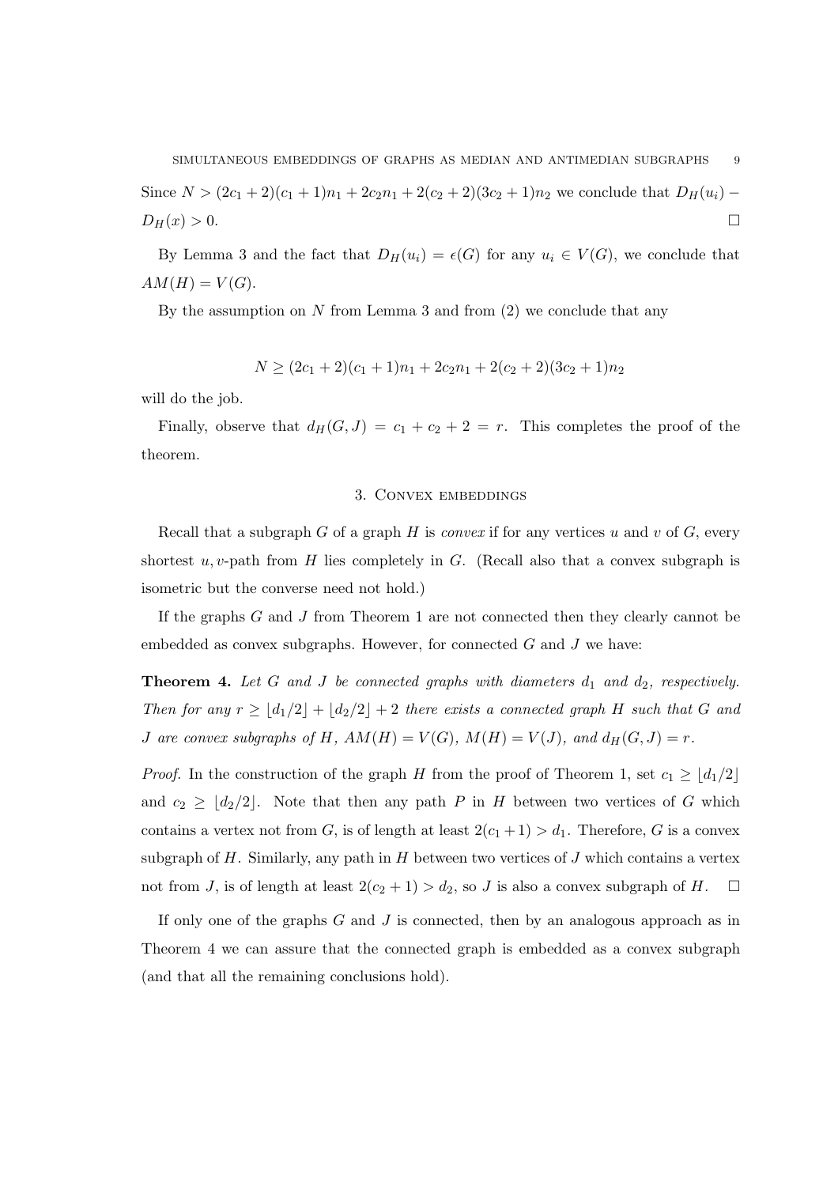Since $N > (2c_1 + 2)(c_1 + 1)n_1 + 2c_2n_1 + 2(c_2 + 2)(3c_2 + 1)n_2$ we conclude that $D_H(u_i) - D_H(x) > 0$. □

By Lemma 3 and the fact that $D_H(u_i) = \epsilon(G)$ for any $u_i \in V(G)$, we conclude that $AM(H) = V(G)$.

By the assumption on $N$ from Lemma 3 and from (2) we conclude that any

$$N \geq (2c_1 + 2)(c_1 + 1)n_1 + 2c_2n_1 + 2(c_2 + 2)(3c_2 + 1)n_2$$

will do the job.

Finally, observe that $d_H(G, J) = c_1 + c_2 + 2 = r$. This completes the proof of the theorem.

## 3. Convex embeddings

Recall that a subgraph $G$ of a graph $H$ is *convex* if for any vertices $u$ and $v$ of $G$, every shortest $u, v$-path from $H$ lies completely in $G$. (Recall also that a convex subgraph is isometric but the converse need not hold.)

If the graphs $G$ and $J$ from Theorem 1 are not connected then they clearly cannot be embedded as convex subgraphs. However, for connected $G$ and $J$ we have:

**Theorem 4.** *Let $G$ and $J$ be connected graphs with diameters $d_1$ and $d_2$, respectively. Then for any $r \geq \lfloor d_1/2 \rfloor + \lfloor d_2/2 \rfloor + 2$ there exists a connected graph $H$ such that $G$ and $J$ are convex subgraphs of $H$, $AM(H) = V(G)$, $M(H) = V(J)$, and $d_H(G, J) = r$.*

*Proof.* In the construction of the graph $H$ from the proof of Theorem 1, set $c_1 \geq \lfloor d_1/2 \rfloor$ and $c_2 \geq \lfloor d_2/2 \rfloor$. Note that then any path $P$ in $H$ between two vertices of $G$ which contains a vertex not from $G$, is of length at least $2(c_1 + 1) > d_1$. Therefore, $G$ is a convex subgraph of $H$. Similarly, any path in $H$ between two vertices of $J$ which contains a vertex not from $J$, is of length at least $2(c_2 + 1) > d_2$, so $J$ is also a convex subgraph of $H$. □

If only one of the graphs $G$ and $J$ is connected, then by an analogous approach as in Theorem 4 we can assure that the connected graph is embedded as a convex subgraph (and that all the remaining conclusions hold).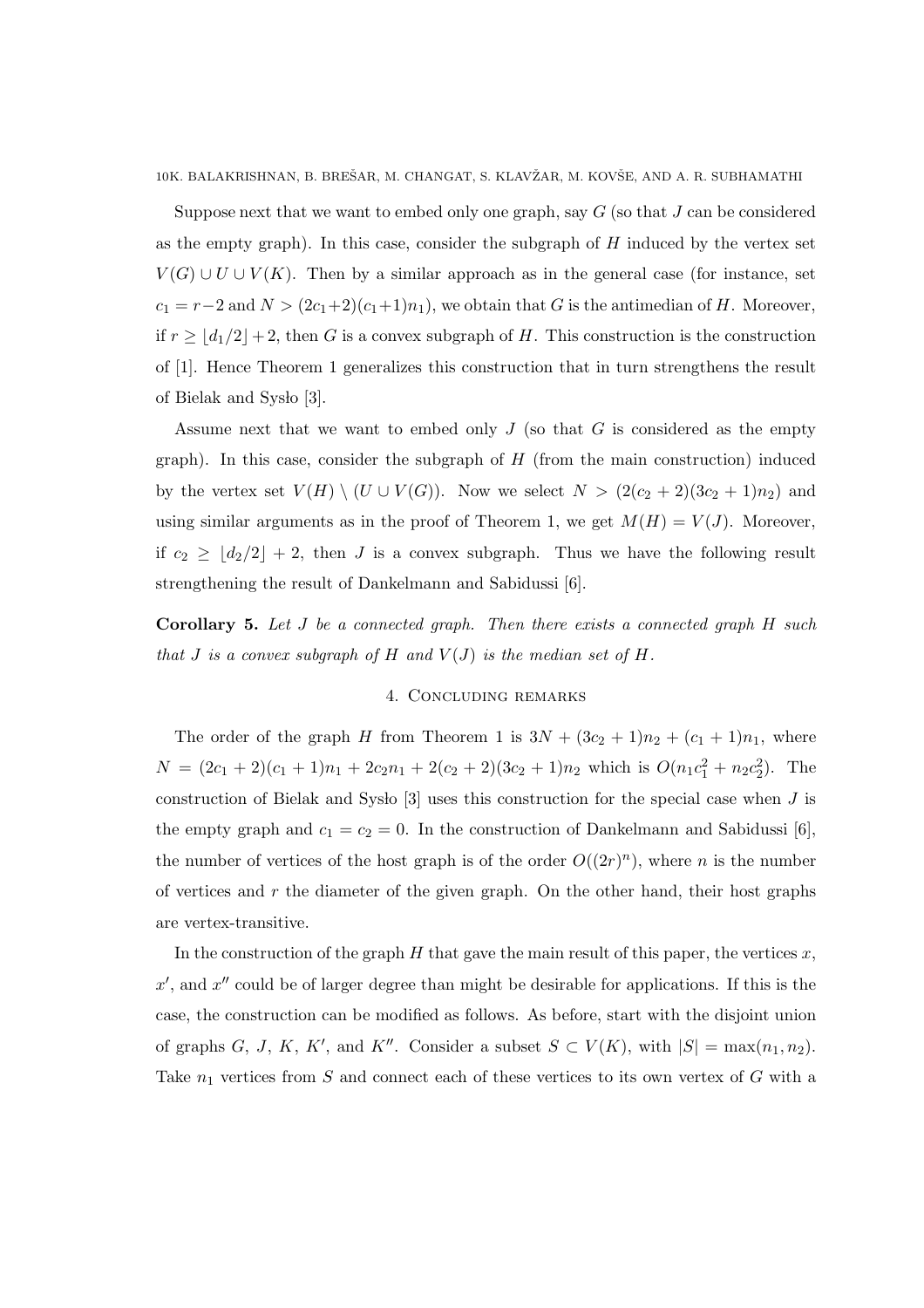Suppose next that we want to embed only one graph, say $G$ (so that $J$ can be considered as the empty graph). In this case, consider the subgraph of $H$ induced by the vertex set $V(G) \cup U \cup V(K)$. Then by a similar approach as in the general case (for instance, set $c_1 = r-2$ and $N > (2c_1+2)(c_1+1)n_1$), we obtain that $G$ is the antimedian of $H$. Moreover, if $r \geq \lfloor d_1/2 \rfloor + 2$, then $G$ is a convex subgraph of $H$. This construction is the construction of [1]. Hence Theorem 1 generalizes this construction that in turn strengthens the result of Bielak and Sysło [3].

Assume next that we want to embed only $J$ (so that $G$ is considered as the empty graph). In this case, consider the subgraph of $H$ (from the main construction) induced by the vertex set $V(H) \setminus (U \cup V(G))$. Now we select $N > (2(c_2+2)(3c_2+1)n_2)$ and using similar arguments as in the proof of Theorem 1, we get $M(H) = V(J)$. Moreover, if $c_2 \geq \lfloor d_2/2 \rfloor + 2$, then $J$ is a convex subgraph. Thus we have the following result strengthening the result of Dankelmann and Sabidussi [6].

**Corollary 5.** *Let $J$ be a connected graph. Then there exists a connected graph $H$ such that $J$ is a convex subgraph of $H$ and $V(J)$ is the median set of $H$.*

## 4. Concluding remarks

The order of the graph $H$ from Theorem 1 is $3N + (3c_2+1)n_2 + (c_1+1)n_1$, where $N = (2c_1+2)(c_1+1)n_1 + 2c_2n_1 + 2(c_2+2)(3c_2+1)n_2$ which is $O(n_1c_1^2 + n_2c_2^2)$. The construction of Bielak and Sysło [3] uses this construction for the special case when $J$ is the empty graph and $c_1 = c_2 = 0$. In the construction of Dankelmann and Sabidussi [6], the number of vertices of the host graph is of the order $O((2r)^n)$, where $n$ is the number of vertices and $r$ the diameter of the given graph. On the other hand, their host graphs are vertex-transitive.

In the construction of the graph $H$ that gave the main result of this paper, the vertices $x$, $x'$, and $x''$ could be of larger degree than might be desirable for applications. If this is the case, the construction can be modified as follows. As before, start with the disjoint union of graphs $G$, $J$, $K$, $K'$, and $K''$. Consider a subset $S \subset V(K)$, with $|S| = \max(n_1, n_2)$. Take $n_1$ vertices from $S$ and connect each of these vertices to its own vertex of $G$ with a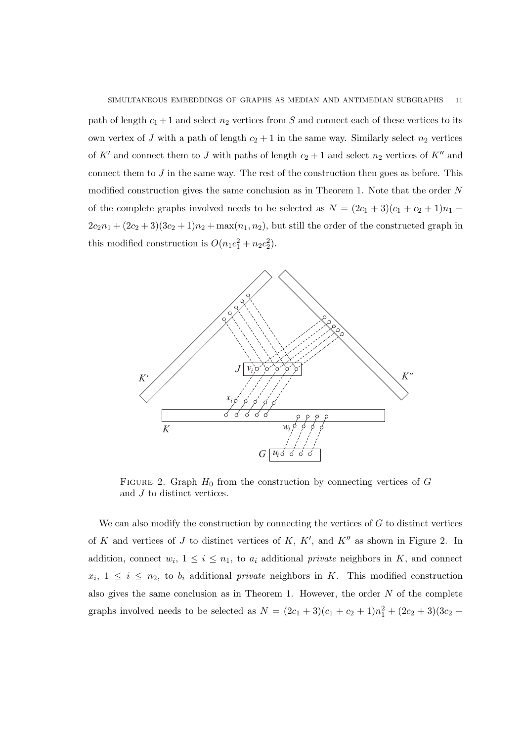path of length $c_1 + 1$ and select $n_2$ vertices from $S$ and connect each of these vertices to its own vertex of $J$ with a path of length $c_2 + 1$ in the same way. Similarly select $n_2$ vertices of $K'$ and connect them to $J$ with paths of length $c_2 + 1$ and select $n_2$ vertices of $K''$ and connect them to $J$ in the same way. The rest of the construction then goes as before. This modified construction gives the same conclusion as in Theorem 1. Note that the order $N$ of the complete graphs involved needs to be selected as $N = (2c_1 + 3)(c_1 + c_2 + 1)n_1 + 2c_2n_1 + (2c_2 + 3)(3c_2 + 1)n_2 + \max(n_1, n_2)$, but still the order of the constructed graph in this modified construction is $O(n_1c_1^2 + n_2c_2^2)$.

FIGURE 2. Graph $H_0$ from the construction by connecting vertices of $G$ and $J$ to distinct vertices.

We can also modify the construction by connecting the vertices of $G$ to distinct vertices of $K$ and vertices of $J$ to distinct vertices of $K$, $K'$, and $K''$ as shown in Figure 2. In addition, connect $w_i$, $1 \leq i \leq n_1$, to $a_i$ additional *private* neighbors in $K$, and connect $x_i$, $1 \leq i \leq n_2$, to $b_i$ additional *private* neighbors in $K$. This modified construction also gives the same conclusion as in Theorem 1. However, the order $N$ of the complete graphs involved needs to be selected as $N = (2c_1 + 3)(c_1 + c_2 + 1)n_1^2 + (2c_2 + 3)(3c_2 +$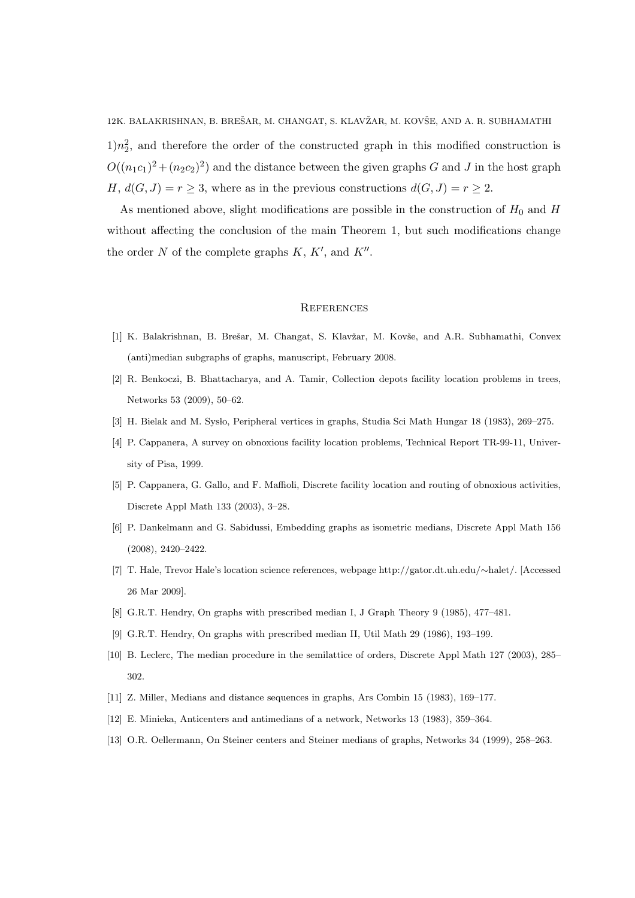$1)n_2^2$, and therefore the order of the constructed graph in this modified construction is $O((n_1c_1)^2 + (n_2c_2)^2)$ and the distance between the given graphs $G$ and $J$ in the host graph $H$, $d(G, J) = r \geq 3$, where as in the previous constructions $d(G, J) = r \geq 2$.

As mentioned above, slight modifications are possible in the construction of $H_0$ and $H$ without affecting the conclusion of the main Theorem 1, but such modifications change the order $N$ of the complete graphs $K$, $K'$, and $K''$.

## References

[1] K. Balakrishnan, B. Brešar, M. Changat, S. Klavžar, M. Kovše, and A.R. Subhamathi, Convex (anti)median subgraphs of graphs, manuscript, February 2008.

[2] R. Benkoczi, B. Bhattacharya, and A. Tamir, Collection depots facility location problems in trees, Networks 53 (2009), 50–62.

[3] H. Bielak and M. Sysło, Peripheral vertices in graphs, Studia Sci Math Hungar 18 (1983), 269–275.

[4] P. Cappanera, A survey on obnoxious facility location problems, Technical Report TR-99-11, University of Pisa, 1999.

[5] P. Cappanera, G. Gallo, and F. Maffioli, Discrete facility location and routing of obnoxious activities, Discrete Appl Math 133 (2003), 3–28.

[6] P. Dankelmann and G. Sabidussi, Embedding graphs as isometric medians, Discrete Appl Math 156 (2008), 2420–2422.

[7] T. Hale, Trevor Hale's location science references, webpage http://gator.dt.uh.edu/∼halet/. [Accessed 26 Mar 2009].

[8] G.R.T. Hendry, On graphs with prescribed median I, J Graph Theory 9 (1985), 477–481.

[9] G.R.T. Hendry, On graphs with prescribed median II, Util Math 29 (1986), 193–199.

[10] B. Leclerc, The median procedure in the semilattice of orders, Discrete Appl Math 127 (2003), 285–302.

[11] Z. Miller, Medians and distance sequences in graphs, Ars Combin 15 (1983), 169–177.

[12] E. Minieka, Anticenters and antimedians of a network, Networks 13 (1983), 359–364.

[13] O.R. Oellermann, On Steiner centers and Steiner medians of graphs, Networks 34 (1999), 258–263.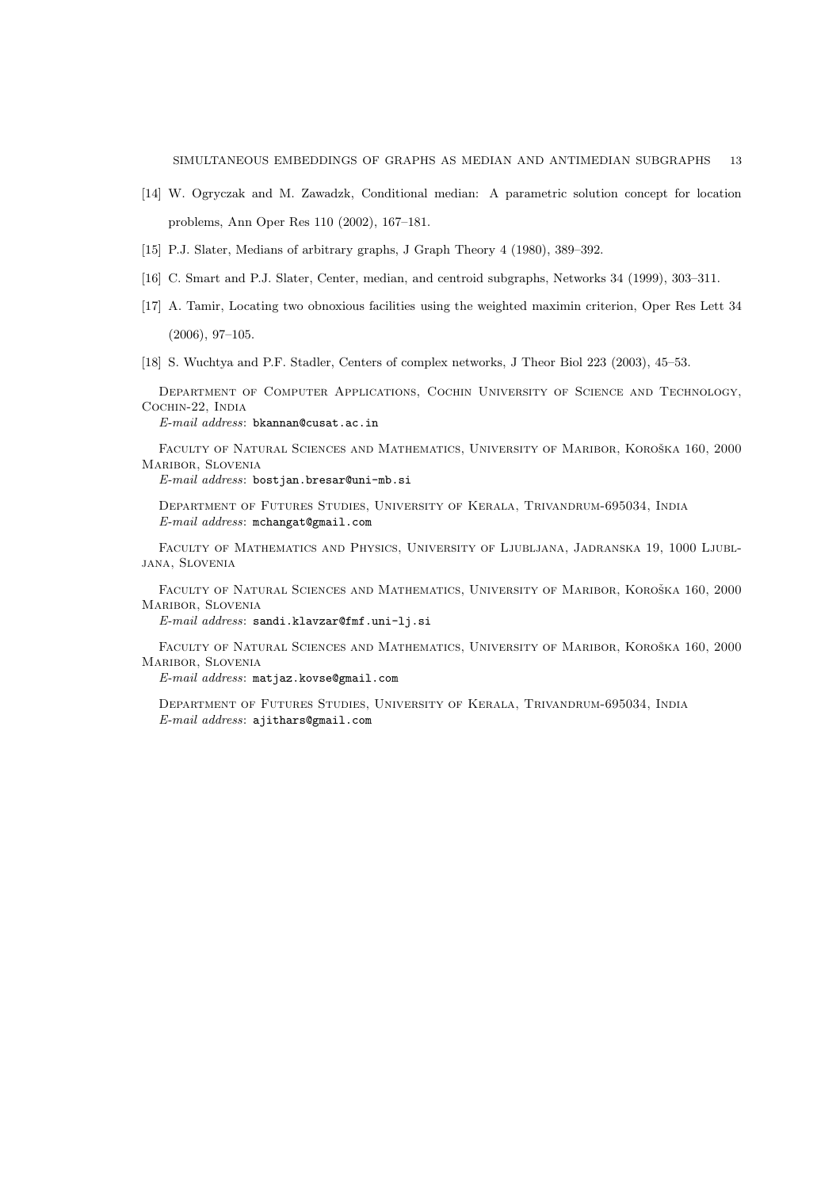[14] W. Ogryczak and M. Zawadzk, Conditional median: A parametric solution concept for location problems, Ann Oper Res 110 (2002), 167–181.

[15] P.J. Slater, Medians of arbitrary graphs, J Graph Theory 4 (1980), 389–392.

[16] C. Smart and P.J. Slater, Center, median, and centroid subgraphs, Networks 34 (1999), 303–311.

[17] A. Tamir, Locating two obnoxious facilities using the weighted maximin criterion, Oper Res Lett 34 (2006), 97–105.

[18] S. Wuchtya and P.F. Stadler, Centers of complex networks, J Theor Biol 223 (2003), 45–53.

Department of Computer Applications, Cochin University of Science and Technology, Cochin-22, India
*E-mail address*: bkannan@cusat.ac.in

Faculty of Natural Sciences and Mathematics, University of Maribor, Koroška 160, 2000 Maribor, Slovenia
*E-mail address*: bostjan.bresar@uni-mb.si

Department of Futures Studies, University of Kerala, Trivandrum-695034, India
*E-mail address*: mchangat@gmail.com

Faculty of Mathematics and Physics, University of Ljubljana, Jadranska 19, 1000 Ljubljana, Slovenia

Faculty of Natural Sciences and Mathematics, University of Maribor, Koroška 160, 2000 Maribor, Slovenia
*E-mail address*: sandi.klavzar@fmf.uni-lj.si

Faculty of Natural Sciences and Mathematics, University of Maribor, Koroška 160, 2000 Maribor, Slovenia
*E-mail address*: matjaz.kovse@gmail.com

Department of Futures Studies, University of Kerala, Trivandrum-695034, India
*E-mail address*: ajithars@gmail.com